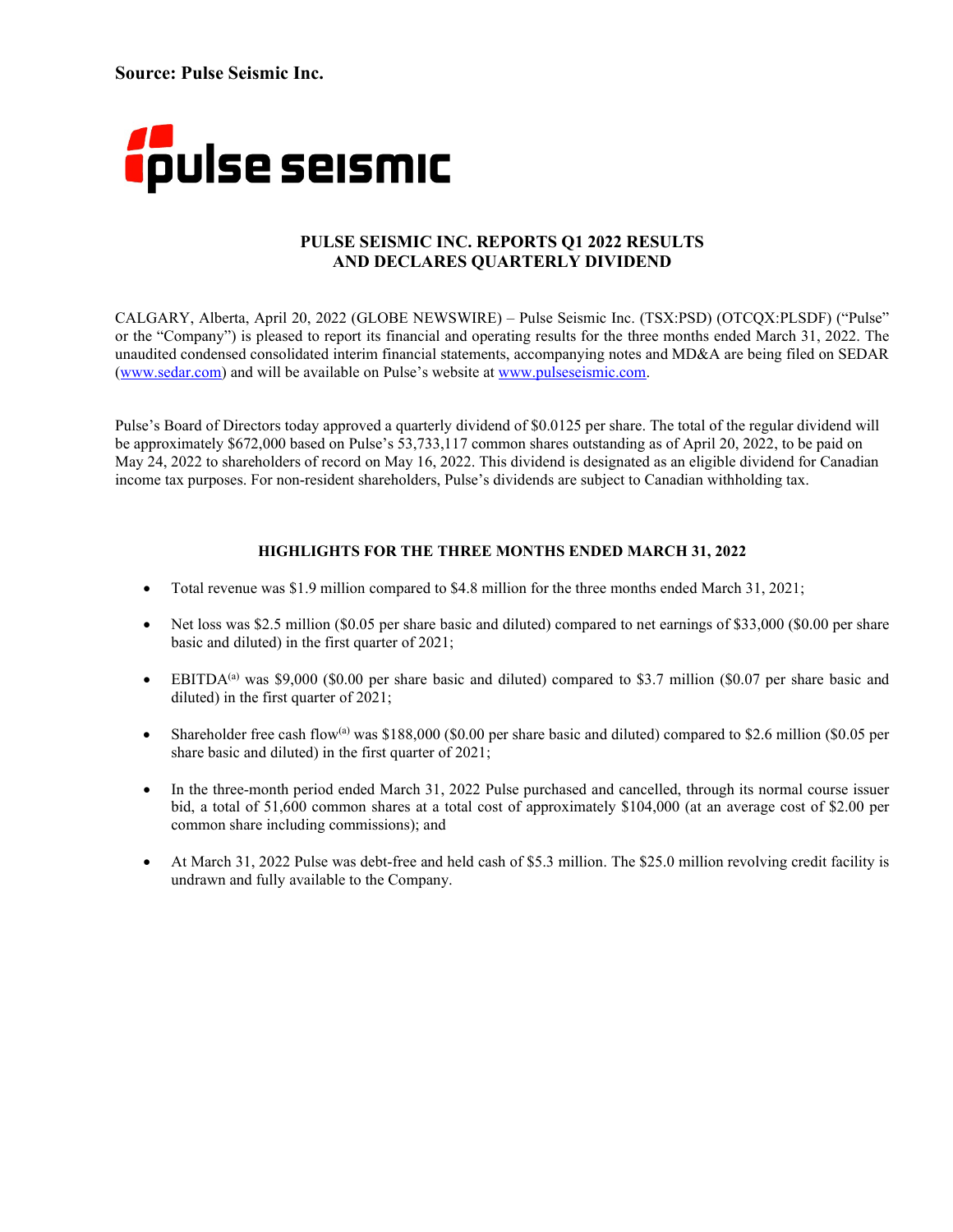**Source: Pulse Seismic Inc.**

pulse seismic

# PULSE SEISMIC INC. REPORTS Q1 2022 RESULTS AND DECLARES QUARTERLY DIVIDEND

CALGARY, Alberta, April 20, 2022 (GLOBE NEWSWIRE) – Pulse Seismic Inc. (TSX:PSD) (OTCQX:PLSDF) ("Pulse" or the "Company") is pleased to report its financial and operating results for the three months ended March 31, 2022. The unaudited condensed consolidated interim financial statements, accompanying notes and MD&A are being filed on SEDAR (www.sedar.com) and will be available on Pulse's website at www.pulseseismic.com.

Pulse's Board of Directors today approved a quarterly dividend of $0.0125 per share. The total of the regular dividend will be approximately $672,000 based on Pulse's 53,733,117 common shares outstanding as of April 20, 2022, to be paid on May 24, 2022 to shareholders of record on May 16, 2022. This dividend is designated as an eligible dividend for Canadian income tax purposes. For non-resident shareholders, Pulse's dividends are subject to Canadian withholding tax.

## HIGHLIGHTS FOR THE THREE MONTHS ENDED MARCH 31, 2022

- Total revenue was $1.9 million compared to $4.8 million for the three months ended March 31, 2021;
- Net loss was $2.5 million ($0.05 per share basic and diluted) compared to net earnings of $33,000 ($0.00 per share basic and diluted) in the first quarter of 2021;
- EBITDA[(a)] was $9,000 ($0.00 per share basic and diluted) compared to $3.7 million ($0.07 per share basic and diluted) in the first quarter of 2021;
- Shareholder free cash flow[(a)] was $188,000 ($0.00 per share basic and diluted) compared to $2.6 million ($0.05 per share basic and diluted) in the first quarter of 2021;
- In the three-month period ended March 31, 2022 Pulse purchased and cancelled, through its normal course issuer bid, a total of 51,600 common shares at a total cost of approximately $104,000 (at an average cost of $2.00 per common share including commissions); and
- At March 31, 2022 Pulse was debt-free and held cash of $5.3 million. The $25.0 million revolving credit facility is undrawn and fully available to the Company.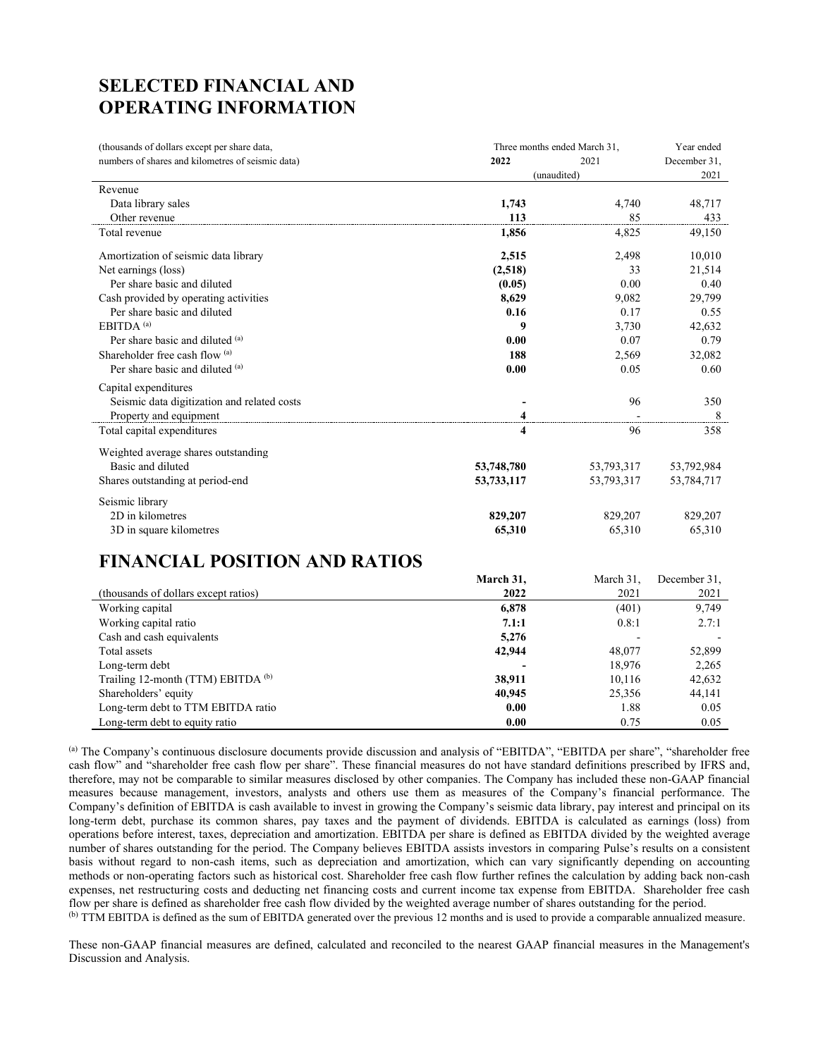# SELECTED FINANCIAL AND OPERATING INFORMATION

| (thousands of dollars except per share data, numbers of shares and kilometres of seismic data) | Three months ended March 31, 2022 | 2021 | Year ended December 31, 2021 |
|---|---|---|---|
| | (unaudited) | | |
| Revenue | | | |
| Data library sales | **1,743** | 4,740 | 48,717 |
| Other revenue | **113** | 85 | 433 |
| Total revenue | **1,856** | 4,825 | 49,150 |
| Amortization of seismic data library | **2,515** | 2,498 | 10,010 |
| Net earnings (loss) | **(2,518)** | 33 | 21,514 |
| Per share basic and diluted | **(0.05)** | 0.00 | 0.40 |
| Cash provided by operating activities | **8,629** | 9,082 | 29,799 |
| Per share basic and diluted | **0.16** | 0.17 | 0.55 |
| EBITDA [(a)] | **9** | 3,730 | 42,632 |
| Per share basic and diluted [(a)] | **0.00** | 0.07 | 0.79 |
| Shareholder free cash flow [(a)] | **188** | 2,569 | 32,082 |
| Per share basic and diluted [(a)] | **0.00** | 0.05 | 0.60 |
| Capital expenditures | | | |
| Seismic data digitization and related costs | **-** | 96 | 350 |
| Property and equipment | **4** | - | 8 |
| Total capital expenditures | **4** | 96 | 358 |
| Weighted average shares outstanding | | | |
| Basic and diluted | **53,748,780** | 53,793,317 | 53,792,984 |
| Shares outstanding at period-end | **53,733,117** | 53,793,317 | 53,784,717 |
| Seismic library | | | |
| 2D in kilometres | **829,207** | 829,207 | 829,207 |
| 3D in square kilometres | **65,310** | 65,310 | 65,310 |

# FINANCIAL POSITION AND RATIOS

| (thousands of dollars except ratios) | **March 31, 2022** | March 31, 2021 | December 31, 2021 |
|---|---|---|---|
| Working capital | **6,878** | (401) | 9,749 |
| Working capital ratio | **7.1:1** | 0.8:1 | 2.7:1 |
| Cash and cash equivalents | **5,276** | - | - |
| Total assets | **42,944** | 48,077 | 52,899 |
| Long-term debt | **-** | 18,976 | 2,265 |
| Trailing 12-month (TTM) EBITDA [(b)] | **38,911** | 10,116 | 42,632 |
| Shareholders' equity | **40,945** | 25,356 | 44,141 |
| Long-term debt to TTM EBITDA ratio | **0.00** | 1.88 | 0.05 |
| Long-term debt to equity ratio | **0.00** | 0.75 | 0.05 |

[(a)] The Company's continuous disclosure documents provide discussion and analysis of "EBITDA", "EBITDA per share", "shareholder free cash flow" and "shareholder free cash flow per share". These financial measures do not have standard definitions prescribed by IFRS and, therefore, may not be comparable to similar measures disclosed by other companies. The Company has included these non-GAAP financial measures because management, investors, analysts and others use them as measures of the Company's financial performance. The Company's definition of EBITDA is cash available to invest in growing the Company's seismic data library, pay interest and principal on its long-term debt, purchase its common shares, pay taxes and the payment of dividends. EBITDA is calculated as earnings (loss) from operations before interest, taxes, depreciation and amortization. EBITDA per share is defined as EBITDA divided by the weighted average number of shares outstanding for the period. The Company believes EBITDA assists investors in comparing Pulse's results on a consistent basis without regard to non-cash items, such as depreciation and amortization, which can vary significantly depending on accounting methods or non-operating factors such as historical cost. Shareholder free cash flow further refines the calculation by adding back non-cash expenses, net restructuring costs and deducting net financing costs and current income tax expense from EBITDA. Shareholder free cash flow per share is defined as shareholder free cash flow divided by the weighted average number of shares outstanding for the period.

[(b)] TTM EBITDA is defined as the sum of EBITDA generated over the previous 12 months and is used to provide a comparable annualized measure.

These non-GAAP financial measures are defined, calculated and reconciled to the nearest GAAP financial measures in the Management's Discussion and Analysis.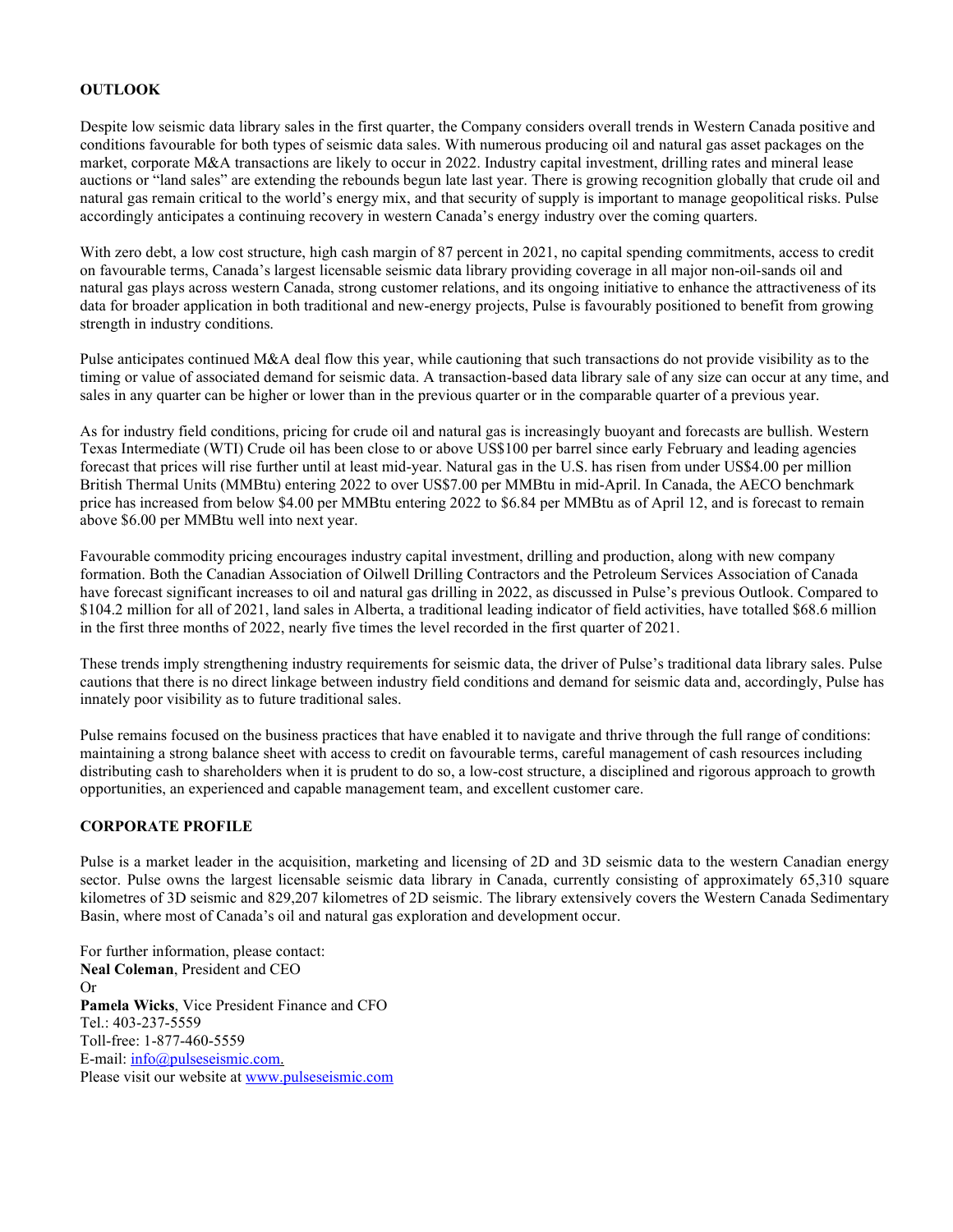## OUTLOOK

Despite low seismic data library sales in the first quarter, the Company considers overall trends in Western Canada positive and conditions favourable for both types of seismic data sales. With numerous producing oil and natural gas asset packages on the market, corporate M&A transactions are likely to occur in 2022. Industry capital investment, drilling rates and mineral lease auctions or "land sales" are extending the rebounds begun late last year. There is growing recognition globally that crude oil and natural gas remain critical to the world's energy mix, and that security of supply is important to manage geopolitical risks. Pulse accordingly anticipates a continuing recovery in western Canada's energy industry over the coming quarters.

With zero debt, a low cost structure, high cash margin of 87 percent in 2021, no capital spending commitments, access to credit on favourable terms, Canada's largest licensable seismic data library providing coverage in all major non-oil-sands oil and natural gas plays across western Canada, strong customer relations, and its ongoing initiative to enhance the attractiveness of its data for broader application in both traditional and new-energy projects, Pulse is favourably positioned to benefit from growing strength in industry conditions.

Pulse anticipates continued M&A deal flow this year, while cautioning that such transactions do not provide visibility as to the timing or value of associated demand for seismic data. A transaction-based data library sale of any size can occur at any time, and sales in any quarter can be higher or lower than in the previous quarter or in the comparable quarter of a previous year.

As for industry field conditions, pricing for crude oil and natural gas is increasingly buoyant and forecasts are bullish. Western Texas Intermediate (WTI) Crude oil has been close to or above US$100 per barrel since early February and leading agencies forecast that prices will rise further until at least mid-year. Natural gas in the U.S. has risen from under US$4.00 per million British Thermal Units (MMBtu) entering 2022 to over US$7.00 per MMBtu in mid-April. In Canada, the AECO benchmark price has increased from below $4.00 per MMBtu entering 2022 to $6.84 per MMBtu as of April 12, and is forecast to remain above $6.00 per MMBtu well into next year.

Favourable commodity pricing encourages industry capital investment, drilling and production, along with new company formation. Both the Canadian Association of Oilwell Drilling Contractors and the Petroleum Services Association of Canada have forecast significant increases to oil and natural gas drilling in 2022, as discussed in Pulse's previous Outlook. Compared to $104.2 million for all of 2021, land sales in Alberta, a traditional leading indicator of field activities, have totalled $68.6 million in the first three months of 2022, nearly five times the level recorded in the first quarter of 2021.

These trends imply strengthening industry requirements for seismic data, the driver of Pulse's traditional data library sales. Pulse cautions that there is no direct linkage between industry field conditions and demand for seismic data and, accordingly, Pulse has innately poor visibility as to future traditional sales.

Pulse remains focused on the business practices that have enabled it to navigate and thrive through the full range of conditions: maintaining a strong balance sheet with access to credit on favourable terms, careful management of cash resources including distributing cash to shareholders when it is prudent to do so, a low-cost structure, a disciplined and rigorous approach to growth opportunities, an experienced and capable management team, and excellent customer care.

## CORPORATE PROFILE

Pulse is a market leader in the acquisition, marketing and licensing of 2D and 3D seismic data to the western Canadian energy sector. Pulse owns the largest licensable seismic data library in Canada, currently consisting of approximately 65,310 square kilometres of 3D seismic and 829,207 kilometres of 2D seismic. The library extensively covers the Western Canada Sedimentary Basin, where most of Canada's oil and natural gas exploration and development occur.

For further information, please contact:
**Neal Coleman**, President and CEO
Or
**Pamela Wicks**, Vice President Finance and CFO
Tel.: 403-237-5559
Toll-free: 1-877-460-5559
E-mail: info@pulseseismic.com.
Please visit our website at www.pulseseismic.com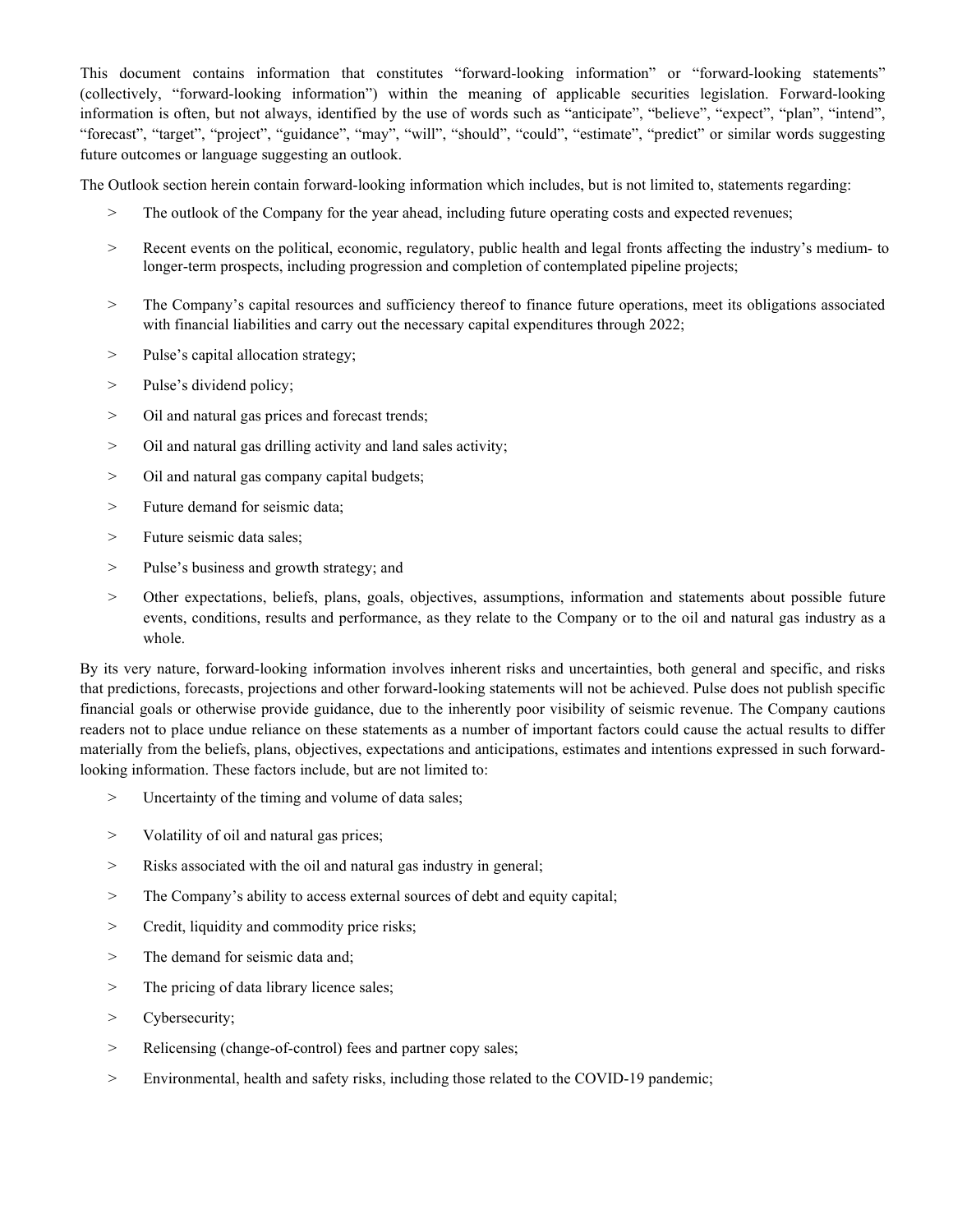This document contains information that constitutes "forward-looking information" or "forward-looking statements" (collectively, "forward-looking information") within the meaning of applicable securities legislation. Forward-looking information is often, but not always, identified by the use of words such as "anticipate", "believe", "expect", "plan", "intend", "forecast", "target", "project", "guidance", "may", "will", "should", "could", "estimate", "predict" or similar words suggesting future outcomes or language suggesting an outlook.

The Outlook section herein contain forward-looking information which includes, but is not limited to, statements regarding:

- The outlook of the Company for the year ahead, including future operating costs and expected revenues;
- Recent events on the political, economic, regulatory, public health and legal fronts affecting the industry's medium- to longer-term prospects, including progression and completion of contemplated pipeline projects;
- The Company's capital resources and sufficiency thereof to finance future operations, meet its obligations associated with financial liabilities and carry out the necessary capital expenditures through 2022;
- Pulse's capital allocation strategy;
- Pulse's dividend policy;
- Oil and natural gas prices and forecast trends;
- Oil and natural gas drilling activity and land sales activity;
- Oil and natural gas company capital budgets;
- Future demand for seismic data;
- Future seismic data sales;
- Pulse's business and growth strategy; and
- Other expectations, beliefs, plans, goals, objectives, assumptions, information and statements about possible future events, conditions, results and performance, as they relate to the Company or to the oil and natural gas industry as a whole.

By its very nature, forward-looking information involves inherent risks and uncertainties, both general and specific, and risks that predictions, forecasts, projections and other forward-looking statements will not be achieved. Pulse does not publish specific financial goals or otherwise provide guidance, due to the inherently poor visibility of seismic revenue. The Company cautions readers not to place undue reliance on these statements as a number of important factors could cause the actual results to differ materially from the beliefs, plans, objectives, expectations and anticipations, estimates and intentions expressed in such forward-looking information. These factors include, but are not limited to:

- Uncertainty of the timing and volume of data sales;
- Volatility of oil and natural gas prices;
- Risks associated with the oil and natural gas industry in general;
- The Company's ability to access external sources of debt and equity capital;
- Credit, liquidity and commodity price risks;
- The demand for seismic data and;
- The pricing of data library licence sales;
- Cybersecurity;
- Relicensing (change-of-control) fees and partner copy sales;
- Environmental, health and safety risks, including those related to the COVID-19 pandemic;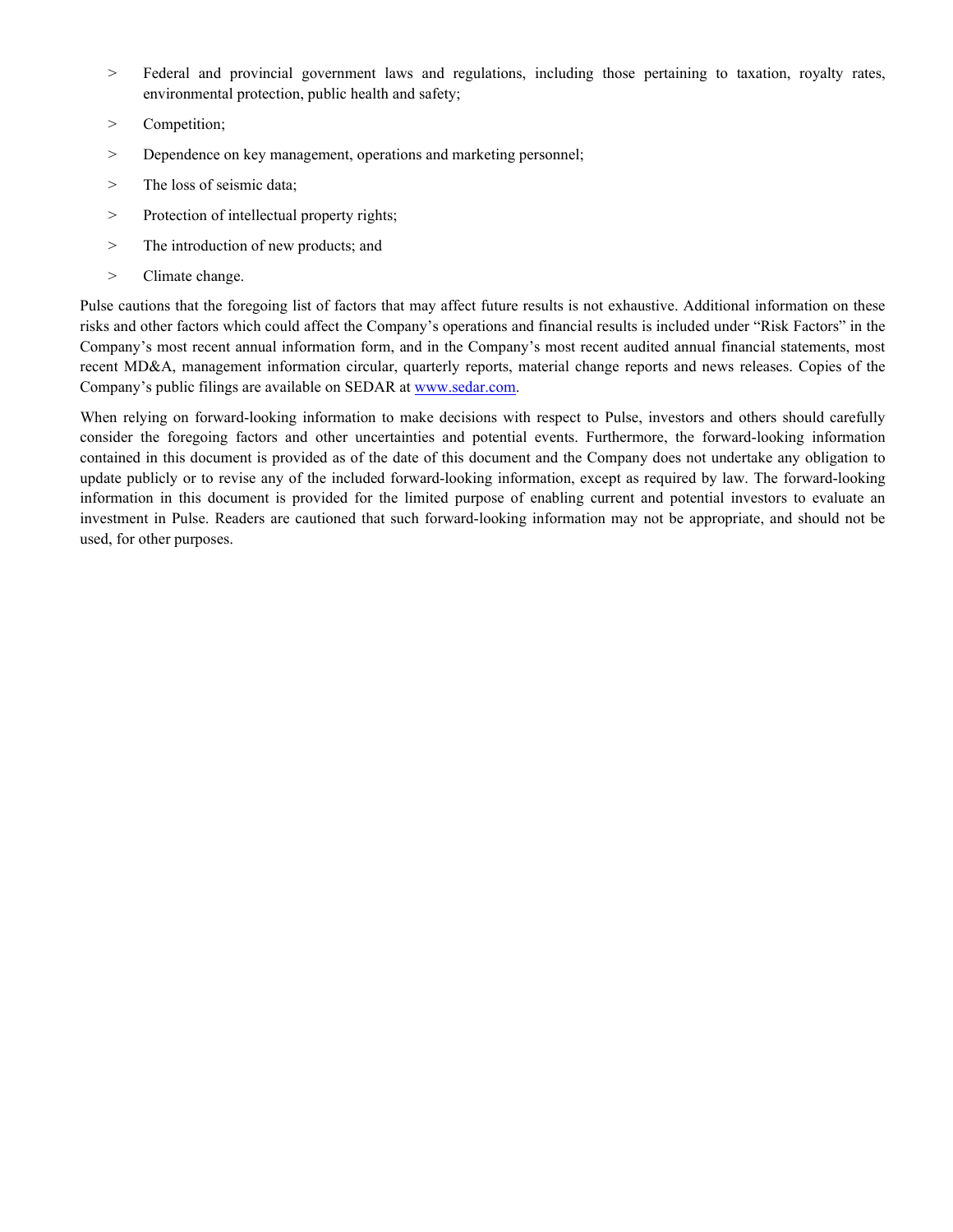> Federal and provincial government laws and regulations, including those pertaining to taxation, royalty rates, environmental protection, public health and safety;
> Competition;
> Dependence on key management, operations and marketing personnel;
> The loss of seismic data;
> Protection of intellectual property rights;
> The introduction of new products; and
> Climate change.

Pulse cautions that the foregoing list of factors that may affect future results is not exhaustive. Additional information on these risks and other factors which could affect the Company's operations and financial results is included under "Risk Factors" in the Company's most recent annual information form, and in the Company's most recent audited annual financial statements, most recent MD&A, management information circular, quarterly reports, material change reports and news releases. Copies of the Company's public filings are available on SEDAR at [www.sedar.com](http://www.sedar.com).

When relying on forward-looking information to make decisions with respect to Pulse, investors and others should carefully consider the foregoing factors and other uncertainties and potential events. Furthermore, the forward-looking information contained in this document is provided as of the date of this document and the Company does not undertake any obligation to update publicly or to revise any of the included forward-looking information, except as required by law. The forward-looking information in this document is provided for the limited purpose of enabling current and potential investors to evaluate an investment in Pulse. Readers are cautioned that such forward-looking information may not be appropriate, and should not be used, for other purposes.